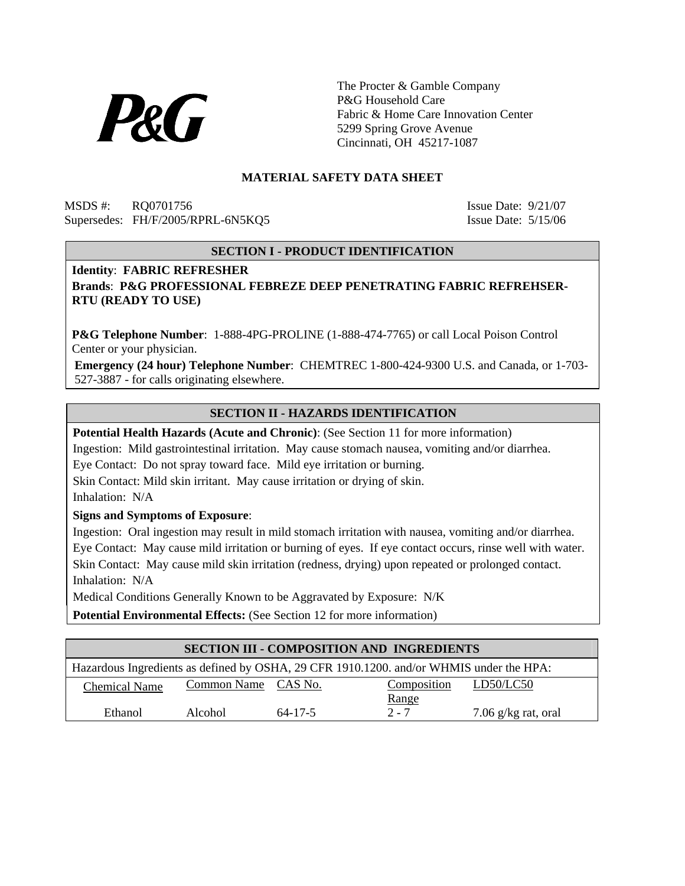P&G

The Procter & Gamble Company
P&G Household Care
Fabric & Home Care Innovation Center
5299 Spring Grove Avenue
Cincinnati, OH 45217-1087

# MATERIAL SAFETY DATA SHEET

MSDS #: RQ0701756 Issue Date: 9/21/07
Supersedes: FH/F/2005/RPRL-6N5KQ5 Issue Date: 5/15/06

## SECTION I - PRODUCT IDENTIFICATION

**Identity**: **FABRIC REFRESHER**

**Brands**: **P&G PROFESSIONAL FEBREZE DEEP PENETRATING FABRIC REFREHSER-RTU (READY TO USE)**

**P&G Telephone Number**: 1-888-4PG-PROLINE (1-888-474-7765) or call Local Poison Control Center or your physician.

**Emergency (24 hour) Telephone Number**: CHEMTREC 1-800-424-9300 U.S. and Canada, or 1-703-527-3887 - for calls originating elsewhere.

## SECTION II - HAZARDS IDENTIFICATION

**Potential Health Hazards (Acute and Chronic)**: (See Section 11 for more information)

Ingestion: Mild gastrointestinal irritation. May cause stomach nausea, vomiting and/or diarrhea.

Eye Contact: Do not spray toward face. Mild eye irritation or burning.

Skin Contact: Mild skin irritant. May cause irritation or drying of skin.

Inhalation: N/A

**Signs and Symptoms of Exposure**:

Ingestion: Oral ingestion may result in mild stomach irritation with nausea, vomiting and/or diarrhea.

Eye Contact: May cause mild irritation or burning of eyes. If eye contact occurs, rinse well with water.

Skin Contact: May cause mild skin irritation (redness, drying) upon repeated or prolonged contact.

Inhalation: N/A

Medical Conditions Generally Known to be Aggravated by Exposure: N/K

**Potential Environmental Effects:** (See Section 12 for more information)

## SECTION III - COMPOSITION AND INGREDIENTS

Hazardous Ingredients as defined by OSHA, 29 CFR 1910.1200. and/or WHMIS under the HPA:

| Chemical Name | Common Name | CAS No. | Composition Range | LD50/LC50 |
|---|---|---|---|---|
| Ethanol | Alcohol | 64-17-5 | 2 - 7 | 7.06 g/kg rat, oral |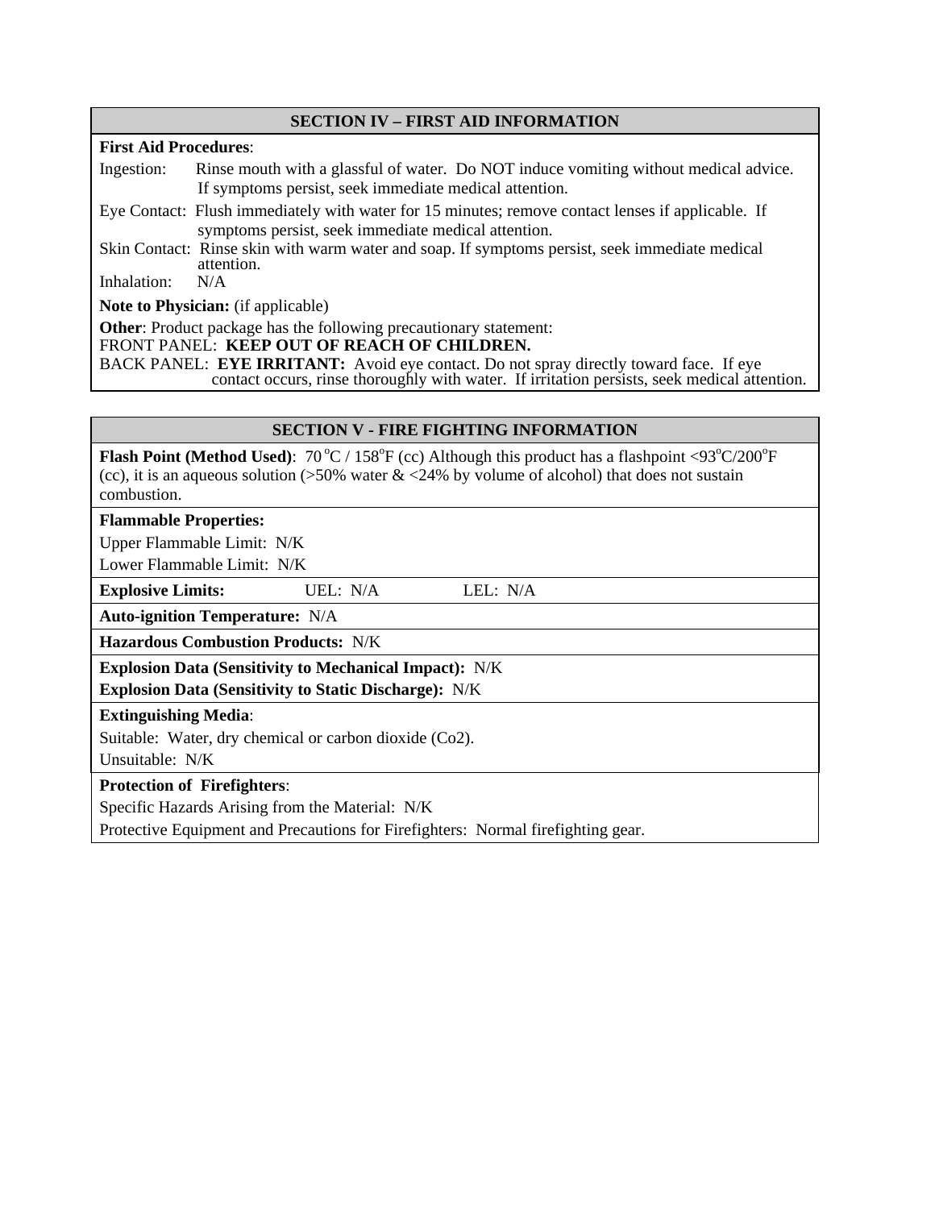## SECTION IV – FIRST AID INFORMATION

**First Aid Procedures**:

Ingestion: Rinse mouth with a glassful of water. Do NOT induce vomiting without medical advice. If symptoms persist, seek immediate medical attention.

Eye Contact: Flush immediately with water for 15 minutes; remove contact lenses if applicable. If symptoms persist, seek immediate medical attention.

Skin Contact: Rinse skin with warm water and soap. If symptoms persist, seek immediate medical attention.

Inhalation: N/A

**Note to Physician:** (if applicable)

**Other**: Product package has the following precautionary statement:
FRONT PANEL: **KEEP OUT OF REACH OF CHILDREN.**
BACK PANEL: **EYE IRRITANT:** Avoid eye contact. Do not spray directly toward face. If eye contact occurs, rinse thoroughly with water. If irritation persists, seek medical attention.

## SECTION V - FIRE FIGHTING INFORMATION

**Flash Point (Method Used)**: 70 $^{o}$C / 158$^{o}$F (cc) Although this product has a flashpoint <93$^{o}$C/200$^{o}$F (cc), it is an aqueous solution (>50% water & <24% by volume of alcohol) that does not sustain combustion.

**Flammable Properties:**

Upper Flammable Limit: N/K

Lower Flammable Limit: N/K

**Explosive Limits:** UEL: N/A LEL: N/A

**Auto-ignition Temperature:** N/A

**Hazardous Combustion Products:** N/K

**Explosion Data (Sensitivity to Mechanical Impact):** N/K

**Explosion Data (Sensitivity to Static Discharge):** N/K

**Extinguishing Media**:

Suitable: Water, dry chemical or carbon dioxide (Co2).

Unsuitable: N/K

**Protection of Firefighters**:

Specific Hazards Arising from the Material: N/K

Protective Equipment and Precautions for Firefighters: Normal firefighting gear.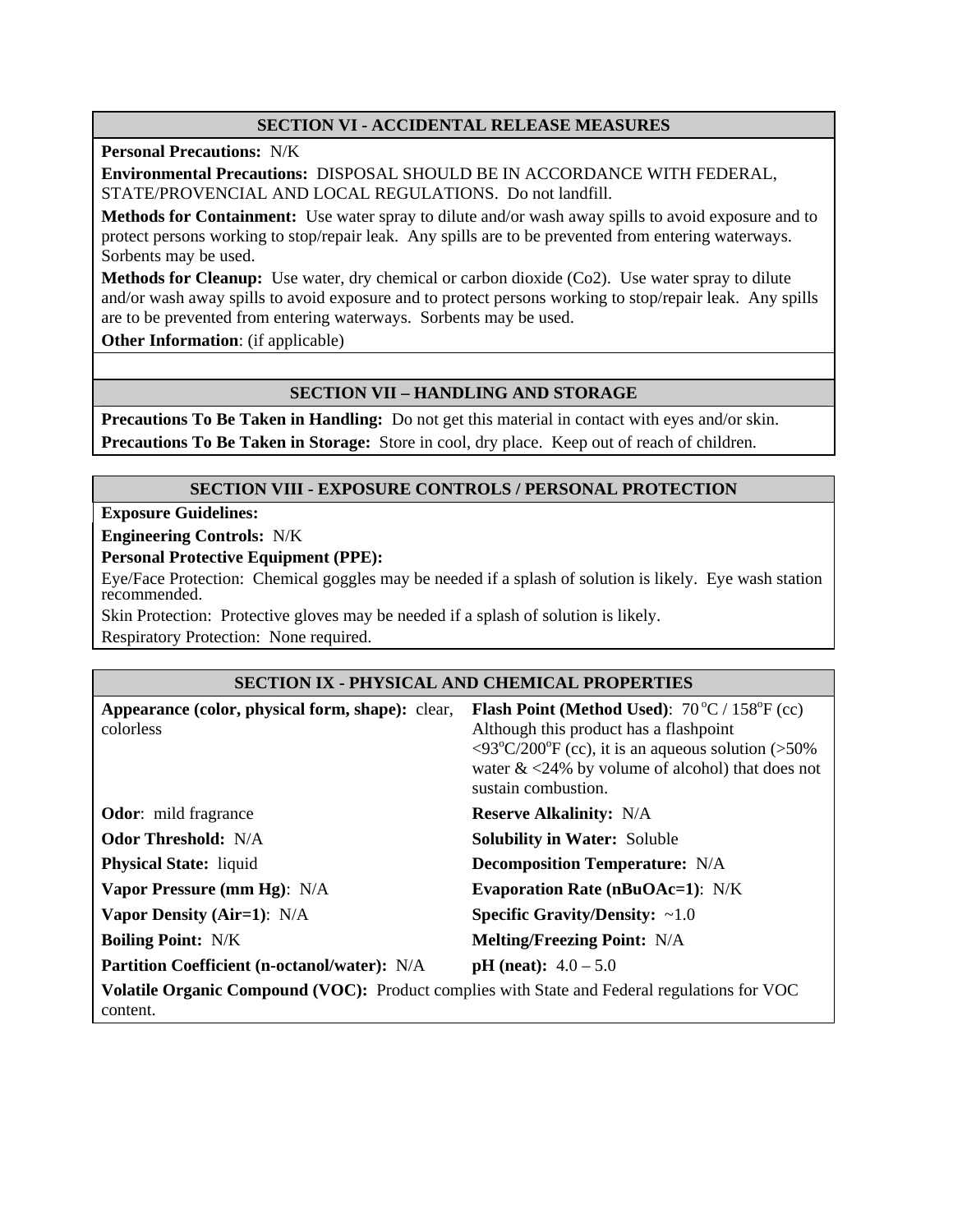## SECTION VI - ACCIDENTAL RELEASE MEASURES

**Personal Precautions:** N/K

**Environmental Precautions:** DISPOSAL SHOULD BE IN ACCORDANCE WITH FEDERAL, STATE/PROVENCIAL AND LOCAL REGULATIONS. Do not landfill.

**Methods for Containment:** Use water spray to dilute and/or wash away spills to avoid exposure and to protect persons working to stop/repair leak. Any spills are to be prevented from entering waterways. Sorbents may be used.

**Methods for Cleanup:** Use water, dry chemical or carbon dioxide (Co2). Use water spray to dilute and/or wash away spills to avoid exposure and to protect persons working to stop/repair leak. Any spills are to be prevented from entering waterways. Sorbents may be used.

**Other Information**: (if applicable)

## SECTION VII – HANDLING AND STORAGE

**Precautions To Be Taken in Handling:** Do not get this material in contact with eyes and/or skin.

**Precautions To Be Taken in Storage:** Store in cool, dry place. Keep out of reach of children.

## SECTION VIII - EXPOSURE CONTROLS / PERSONAL PROTECTION

**Exposure Guidelines:**

**Engineering Controls:** N/K

**Personal Protective Equipment (PPE):**

Eye/Face Protection: Chemical goggles may be needed if a splash of solution is likely. Eye wash station recommended.

Skin Protection: Protective gloves may be needed if a splash of solution is likely.

Respiratory Protection: None required.

## SECTION IX - PHYSICAL AND CHEMICAL PROPERTIES

| | |
|---|---|
| **Appearance (color, physical form, shape):** clear, colorless | **Flash Point (Method Used)**: 70 $^{o}$C / 158$^{o}$F (cc) Although this product has a flashpoint <93$^{o}$C/200$^{o}$F (cc), it is an aqueous solution (>50% water & <24% by volume of alcohol) that does not sustain combustion. |
| **Odor**: mild fragrance | **Reserve Alkalinity:** N/A |
| **Odor Threshold:** N/A | **Solubility in Water:** Soluble |
| **Physical State:** liquid | **Decomposition Temperature:** N/A |
| **Vapor Pressure (mm Hg)**: N/A | **Evaporation Rate (nBuOAc=1)**: N/K |
| **Vapor Density (Air=1)**: N/A | **Specific Gravity/Density:** ~1.0 |
| **Boiling Point:** N/K | **Melting/Freezing Point:** N/A |
| **Partition Coefficient (n-octanol/water):** N/A | **pH (neat):** 4.0 – 5.0 |

**Volatile Organic Compound (VOC):** Product complies with State and Federal regulations for VOC content.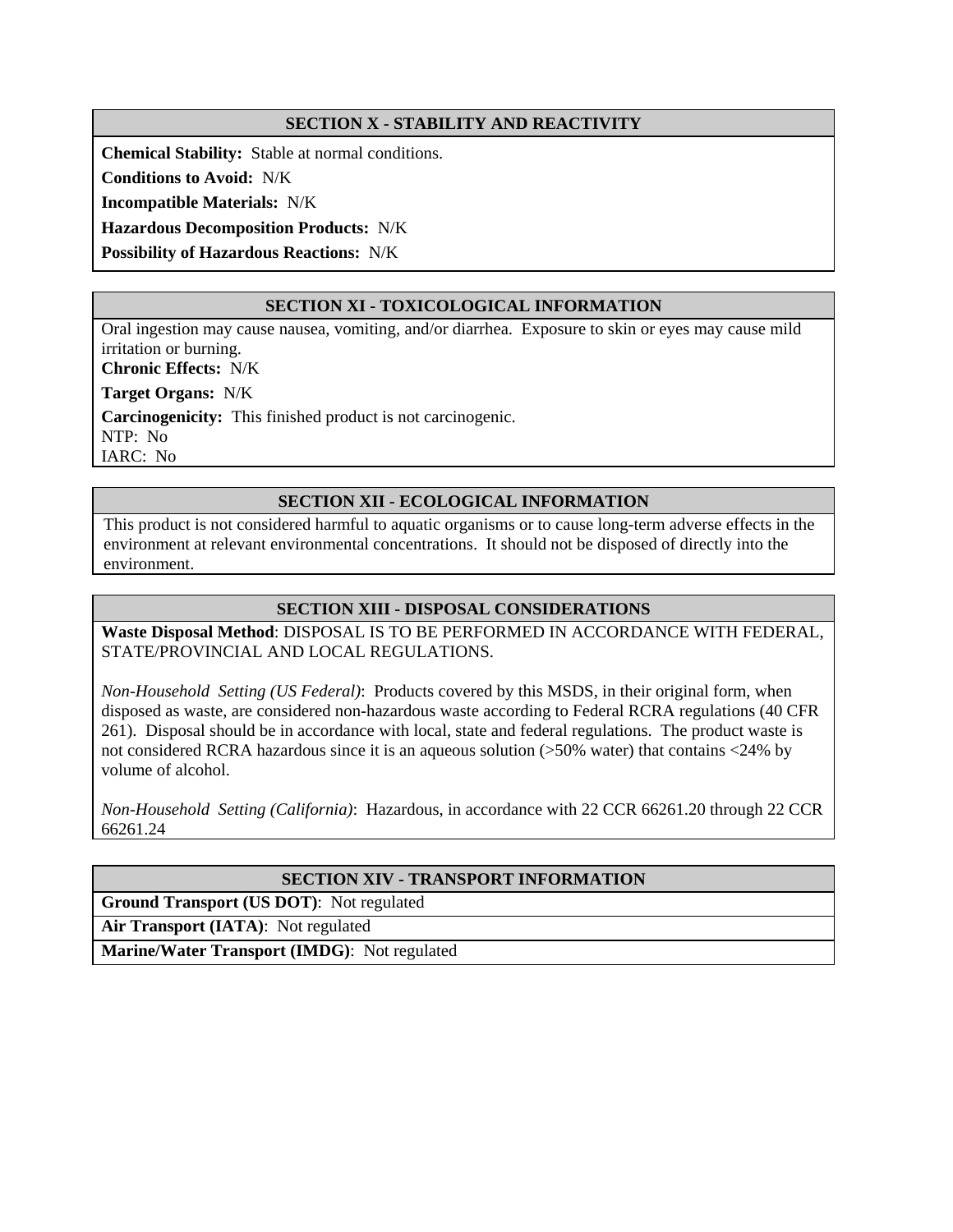## SECTION X - STABILITY AND REACTIVITY

**Chemical Stability:** Stable at normal conditions.

**Conditions to Avoid:** N/K

**Incompatible Materials:** N/K

**Hazardous Decomposition Products:** N/K

**Possibility of Hazardous Reactions:** N/K

## SECTION XI - TOXICOLOGICAL INFORMATION

Oral ingestion may cause nausea, vomiting, and/or diarrhea. Exposure to skin or eyes may cause mild irritation or burning.

**Chronic Effects:** N/K

**Target Organs:** N/K

**Carcinogenicity:** This finished product is not carcinogenic.

NTP: No

IARC: No

## SECTION XII - ECOLOGICAL INFORMATION

This product is not considered harmful to aquatic organisms or to cause long-term adverse effects in the environment at relevant environmental concentrations. It should not be disposed of directly into the environment.

## SECTION XIII - DISPOSAL CONSIDERATIONS

**Waste Disposal Method**: DISPOSAL IS TO BE PERFORMED IN ACCORDANCE WITH FEDERAL, STATE/PROVINCIAL AND LOCAL REGULATIONS.

*Non-Household Setting (US Federal)*: Products covered by this MSDS, in their original form, when disposed as waste, are considered non-hazardous waste according to Federal RCRA regulations (40 CFR 261). Disposal should be in accordance with local, state and federal regulations. The product waste is not considered RCRA hazardous since it is an aqueous solution (>50% water) that contains <24% by volume of alcohol.

*Non-Household Setting (California)*: Hazardous, in accordance with 22 CCR 66261.20 through 22 CCR 66261.24

## SECTION XIV - TRANSPORT INFORMATION

**Ground Transport (US DOT)**: Not regulated

**Air Transport (IATA)**: Not regulated

**Marine/Water Transport (IMDG)**: Not regulated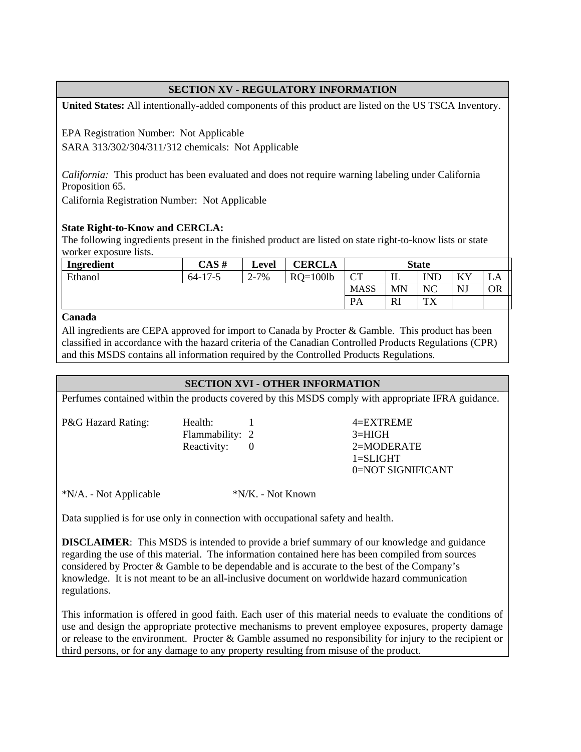## SECTION XV - REGULATORY INFORMATION

**United States:** All intentionally-added components of this product are listed on the US TSCA Inventory.

EPA Registration Number: Not Applicable
SARA 313/302/304/311/312 chemicals: Not Applicable

*California:* This product has been evaluated and does not require warning labeling under California Proposition 65.
California Registration Number: Not Applicable

**State Right-to-Know and CERCLA:**
The following ingredients present in the finished product are listed on state right-to-know lists or state worker exposure lists.

| Ingredient | CAS # | Level | CERCLA | State | | | | |
|---|---|---|---|---|---|---|---|---|
| Ethanol | 64-17-5 | 2-7% | RQ=100lb | CT | IL | IND | KY | LA |
| | | | | MASS | MN | NC | NJ | OR |
| | | | | PA | RI | TX | | |

**Canada**
All ingredients are CEPA approved for import to Canada by Procter & Gamble. This product has been classified in accordance with the hazard criteria of the Canadian Controlled Products Regulations (CPR) and this MSDS contains all information required by the Controlled Products Regulations.

## SECTION XVI - OTHER INFORMATION

Perfumes contained within the products covered by this MSDS comply with appropriate IFRA guidance.

| | | | |
|---|---|---|---|
| P&G Hazard Rating: | Health: | 1 | 4=EXTREME |
| | Flammability: | 2 | 3=HIGH |
| | Reactivity: | 0 | 2=MODERATE |
| | | | 1=SLIGHT |
| | | | 0=NOT SIGNIFICANT |

*N/A. - Not Applicable *N/K. - Not Known

Data supplied is for use only in connection with occupational safety and health.

**DISCLAIMER**: This MSDS is intended to provide a brief summary of our knowledge and guidance regarding the use of this material. The information contained here has been compiled from sources considered by Procter & Gamble to be dependable and is accurate to the best of the Company's knowledge. It is not meant to be an all-inclusive document on worldwide hazard communication regulations.

This information is offered in good faith. Each user of this material needs to evaluate the conditions of use and design the appropriate protective mechanisms to prevent employee exposures, property damage or release to the environment. Procter & Gamble assumed no responsibility for injury to the recipient or third persons, or for any damage to any property resulting from misuse of the product.